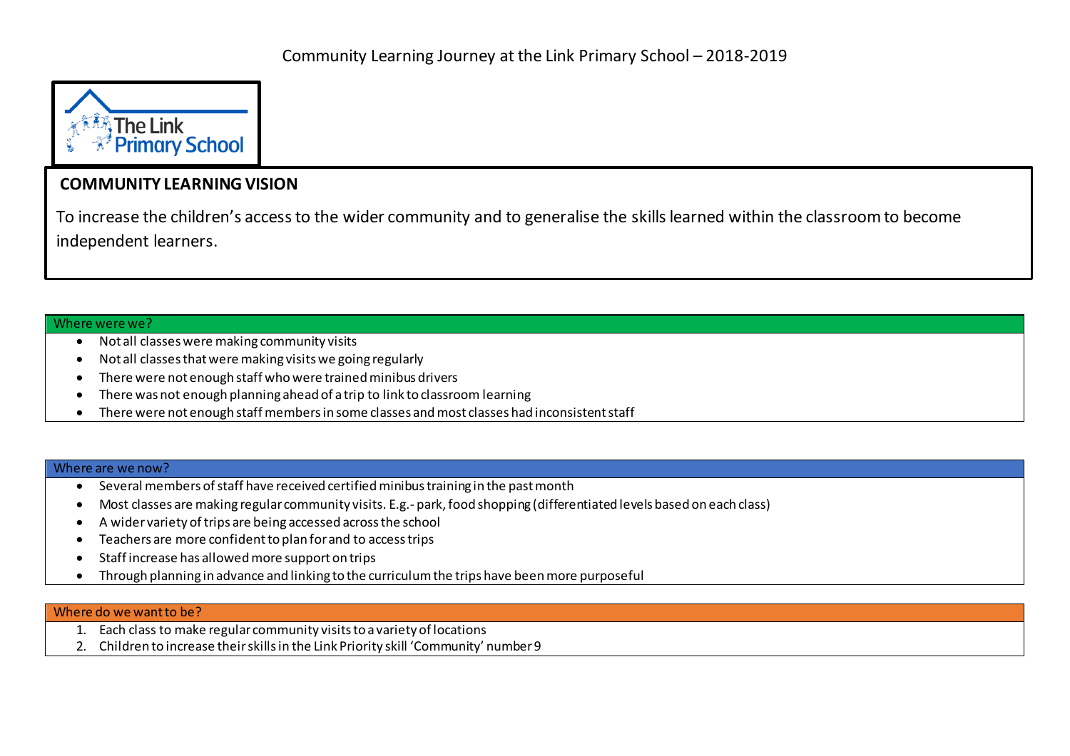# Community Learning Journey at the Link Primary School – 2018-2019

The Link Primary School

## COMMUNITY LEARNING VISION

To increase the children's access to the wider community and to generalise the skills learned within the classroom to become independent learners.

### Where were we?

- Not all classes were making community visits
- Not all classes that were making visits we going regularly
- There were not enough staff who were trained minibus drivers
- There was not enough planning ahead of a trip to link to classroom learning
- There were not enough staff members in some classes and most classes had inconsistent staff

### Where are we now?

- Several members of staff have received certified minibus training in the past month
- Most classes are making regular community visits. E.g.- park, food shopping (differentiated levels based on each class)
- A wider variety of trips are being accessed across the school
- Teachers are more confident to plan for and to access trips
- Staff increase has allowed more support on trips
- Through planning in advance and linking to the curriculum the trips have been more purposeful

### Where do we want to be?

1. Each class to make regular community visits to a variety of locations
2. Children to increase their skills in the Link Priority skill 'Community' number 9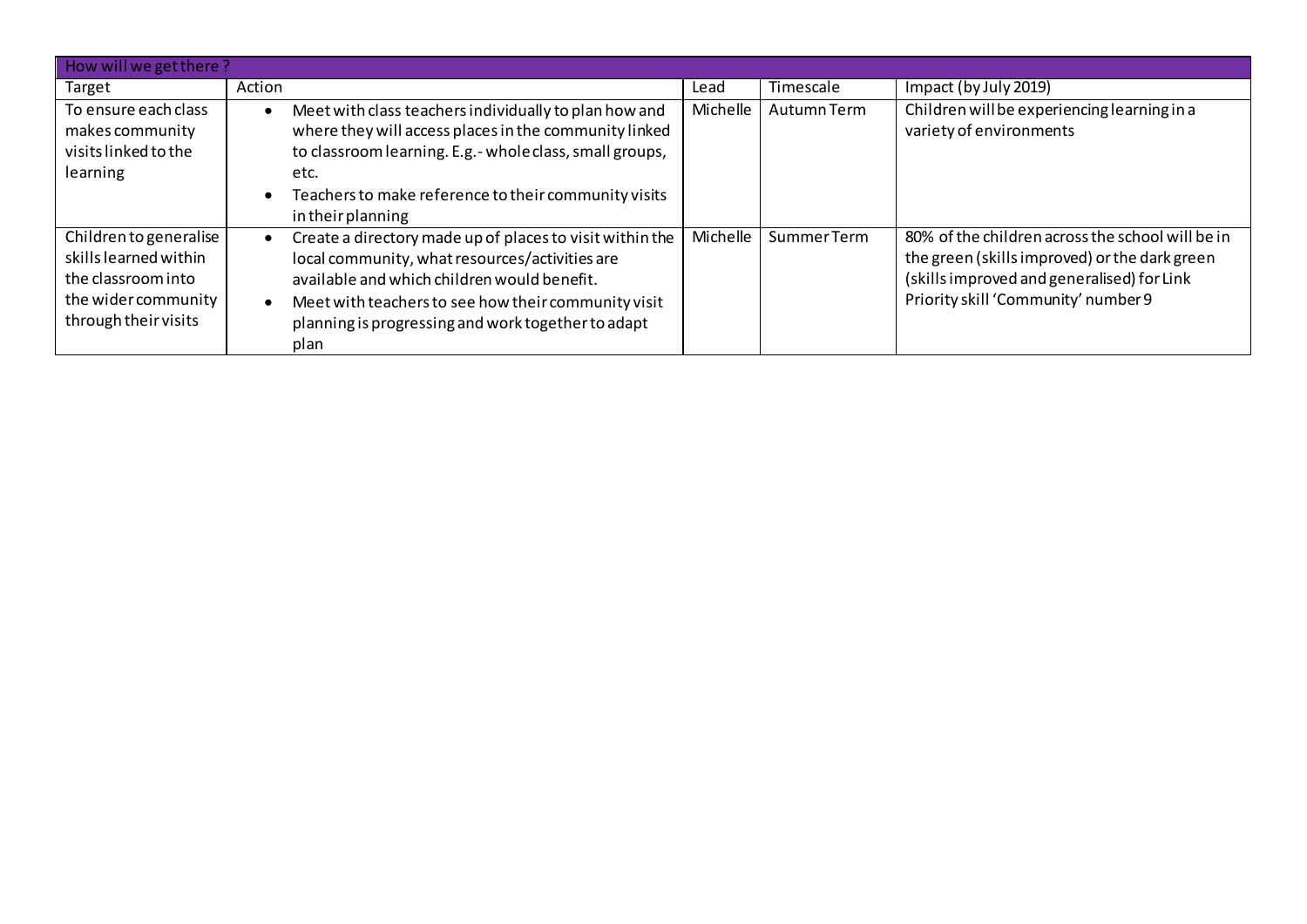| How will we get there ? | | | | |
|---|---|---|---|---|
| Target | Action | Lead | Timescale | Impact (by July 2019) |
| To ensure each class makes community visits linked to the learning | • Meet with class teachers individually to plan how and where they will access places in the community linked to classroom learning. E.g.- whole class, small groups, etc.<br>• Teachers to make reference to their community visits in their planning | Michelle | Autumn Term | Children will be experiencing learning in a variety of environments |
| Children to generalise skills learned within the classroom into the wider community through their visits | • Create a directory made up of places to visit within the local community, what resources/activities are available and which children would benefit.<br>• Meet with teachers to see how their community visit planning is progressing and work together to adapt plan | Michelle | Summer Term | 80% of the children across the school will be in the green (skills improved) or the dark green (skills improved and generalised) for Link Priority skill 'Community' number 9 |